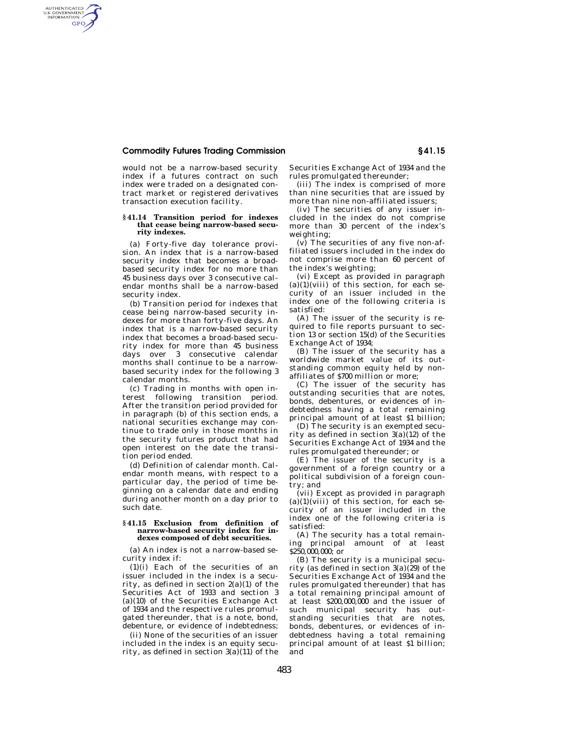would not be a narrow-based security index if a futures contract on such index were traded on a designated contract market or registered derivatives transaction execution facility.

### § 41.14 Transition period for indexes that cease being narrow-based security indexes.

(a) Forty-five day tolerance provision. An index that is a narrow-based security index that becomes a broad-based security index for no more than 45 business days over 3 consecutive calendar months shall be a narrow-based security index.

(b) Transition period for indexes that cease being narrow-based security indexes for more than forty-five days. An index that is a narrow-based security index that becomes a broad-based security index for more than 45 business days over 3 consecutive calendar months shall continue to be a narrow-based security index for the following 3 calendar months.

(c) Trading in months with open interest following transition period. After the transition period provided for in paragraph (b) of this section ends, a national securities exchange may continue to trade only in those months in the security futures product that had open interest on the date the transition period ended.

(d) Definition of calendar month. Calendar month means, with respect to a particular day, the period of time beginning on a calendar date and ending during another month on a day prior to such date.

### § 41.15 Exclusion from definition of narrow-based security index for indexes composed of debt securities.

(a) An index is not a narrow-based security index if:

(1)(i) Each of the securities of an issuer included in the index is a security, as defined in section 2(a)(1) of the Securities Act of 1933 and section 3 (a)(10) of the Securities Exchange Act of 1934 and the respective rules promulgated thereunder, that is a note, bond, debenture, or evidence of indebtedness;

(ii) None of the securities of an issuer included in the index is an equity security, as defined in section 3(a)(11) of the Securities Exchange Act of 1934 and the rules promulgated thereunder;

(iii) The index is comprised of more than nine securities that are issued by more than nine non-affiliated issuers;

(iv) The securities of any issuer included in the index do not comprise more than 30 percent of the index's weighting;

(v) The securities of any five non-affiliated issuers included in the index do not comprise more than 60 percent of the index's weighting;

(vi) Except as provided in paragraph (a)(1)(viii) of this section, for each security of an issuer included in the index one of the following criteria is satisfied:

(A) The issuer of the security is required to file reports pursuant to section 13 or section 15(d) of the Securities Exchange Act of 1934;

(B) The issuer of the security has a worldwide market value of its outstanding common equity held by non-affiliates of $700 million or more;

(C) The issuer of the security has outstanding securities that are notes, bonds, debentures, or evidences of indebtedness having a total remaining principal amount of at least $1 billion;

(D) The security is an exempted security as defined in section 3(a)(12) of the Securities Exchange Act of 1934 and the rules promulgated thereunder; or

(E) The issuer of the security is a government of a foreign country or a political subdivision of a foreign country; and

(vii) Except as provided in paragraph (a)(1)(viii) of this section, for each security of an issuer included in the index one of the following criteria is satisfied:

(A) The security has a total remaining principal amount of at least $250,000,000; or

(B) The security is a municipal security (as defined in section 3(a)(29) of the Securities Exchange Act of 1934 and the rules promulgated thereunder) that has a total remaining principal amount of at least $200,000,000 and the issuer of such municipal security has outstanding securities that are notes, bonds, debentures, or evidences of indebtedness having a total remaining principal amount of at least $1 billion; and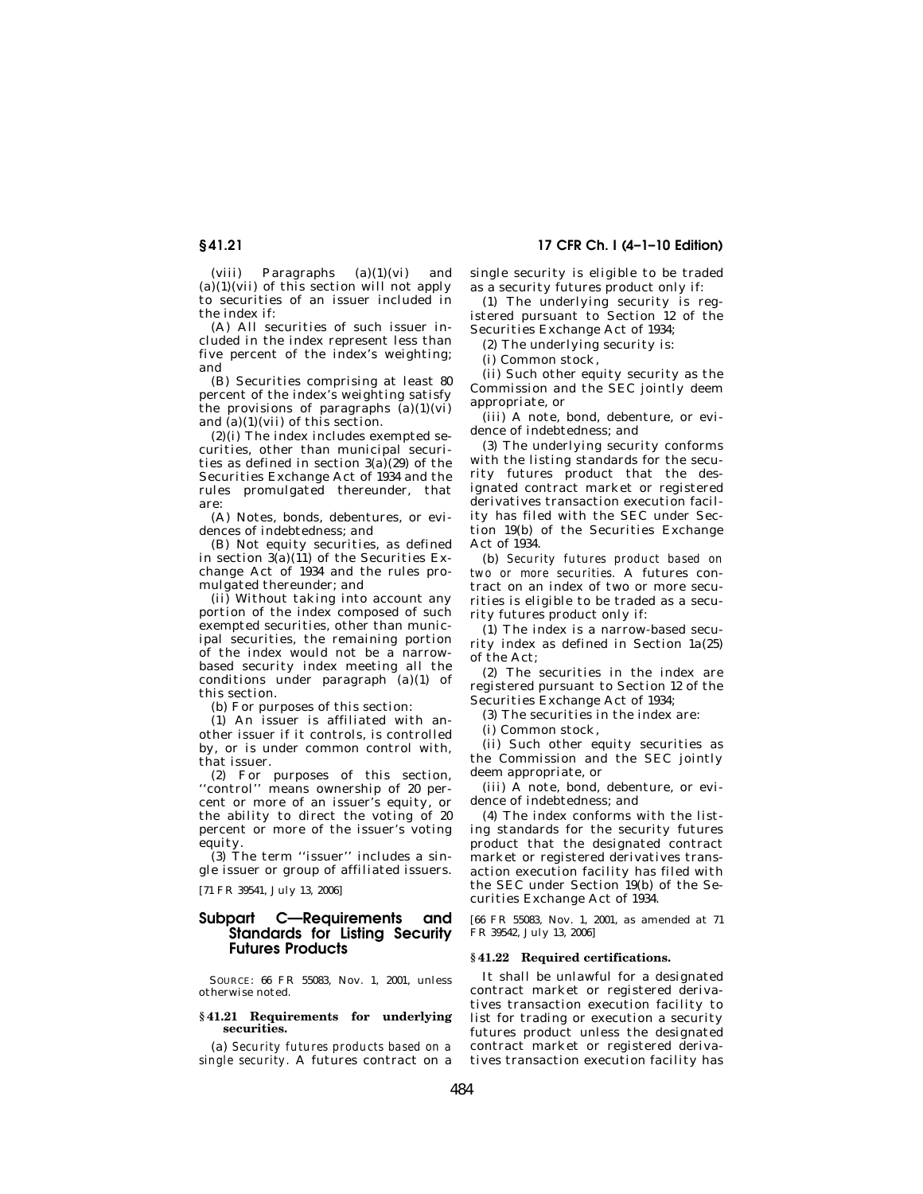(viii) Paragraphs (a)(1)(vi) and (a)(1)(vii) of this section will not apply to securities of an issuer included in the index if:

(A) All securities of such issuer included in the index represent less than five percent of the index's weighting; and

(B) Securities comprising at least 80 percent of the index's weighting satisfy the provisions of paragraphs (a)(1)(vi) and (a)(1)(vii) of this section.

(2)(i) The index includes exempted securities, other than municipal securities as defined in section 3(a)(29) of the Securities Exchange Act of 1934 and the rules promulgated thereunder, that are:

(A) Notes, bonds, debentures, or evidences of indebtedness; and

(B) Not equity securities, as defined in section 3(a)(11) of the Securities Exchange Act of 1934 and the rules promulgated thereunder; and

(ii) Without taking into account any portion of the index composed of such exempted securities, other than municipal securities, the remaining portion of the index would not be a narrow-based security index meeting all the conditions under paragraph (a)(1) of this section.

(b) For purposes of this section:

(1) An issuer is affiliated with another issuer if it controls, is controlled by, or is under common control with, that issuer.

(2) For purposes of this section, ''control'' means ownership of 20 percent or more of an issuer's equity, or the ability to direct the voting of 20 percent or more of the issuer's voting equity.

(3) The term ''issuer'' includes a single issuer or group of affiliated issuers.

[71 FR 39541, July 13, 2006]

## Subpart C—Requirements and Standards for Listing Security Futures Products

SOURCE: 66 FR 55083, Nov. 1, 2001, unless otherwise noted.

### § 41.21 Requirements for underlying securities.

(a) *Security futures products based on a single security.* A futures contract on a single security is eligible to be traded as a security futures product only if:

(1) The underlying security is registered pursuant to Section 12 of the Securities Exchange Act of 1934;

(2) The underlying security is:

(i) Common stock,

(ii) Such other equity security as the Commission and the SEC jointly deem appropriate, or

(iii) A note, bond, debenture, or evidence of indebtedness; and

(3) The underlying security conforms with the listing standards for the security futures product that the designated contract market or registered derivatives transaction execution facility has filed with the SEC under Section 19(b) of the Securities Exchange Act of 1934.

(b) *Security futures product based on two or more securities.* A futures contract on an index of two or more securities is eligible to be traded as a security futures product only if:

(1) The index is a narrow-based security index as defined in Section 1a(25) of the Act;

(2) The securities in the index are registered pursuant to Section 12 of the Securities Exchange Act of 1934;

(3) The securities in the index are:

(i) Common stock,

(ii) Such other equity securities as the Commission and the SEC jointly deem appropriate, or

(iii) A note, bond, debenture, or evidence of indebtedness; and

(4) The index conforms with the listing standards for the security futures product that the designated contract market or registered derivatives transaction execution facility has filed with the SEC under Section 19(b) of the Securities Exchange Act of 1934.

[66 FR 55083, Nov. 1, 2001, as amended at 71 FR 39542, July 13, 2006]

### § 41.22 Required certifications.

It shall be unlawful for a designated contract market or registered derivatives transaction execution facility to list for trading or execution a security futures product unless the designated contract market or registered derivatives transaction execution facility has